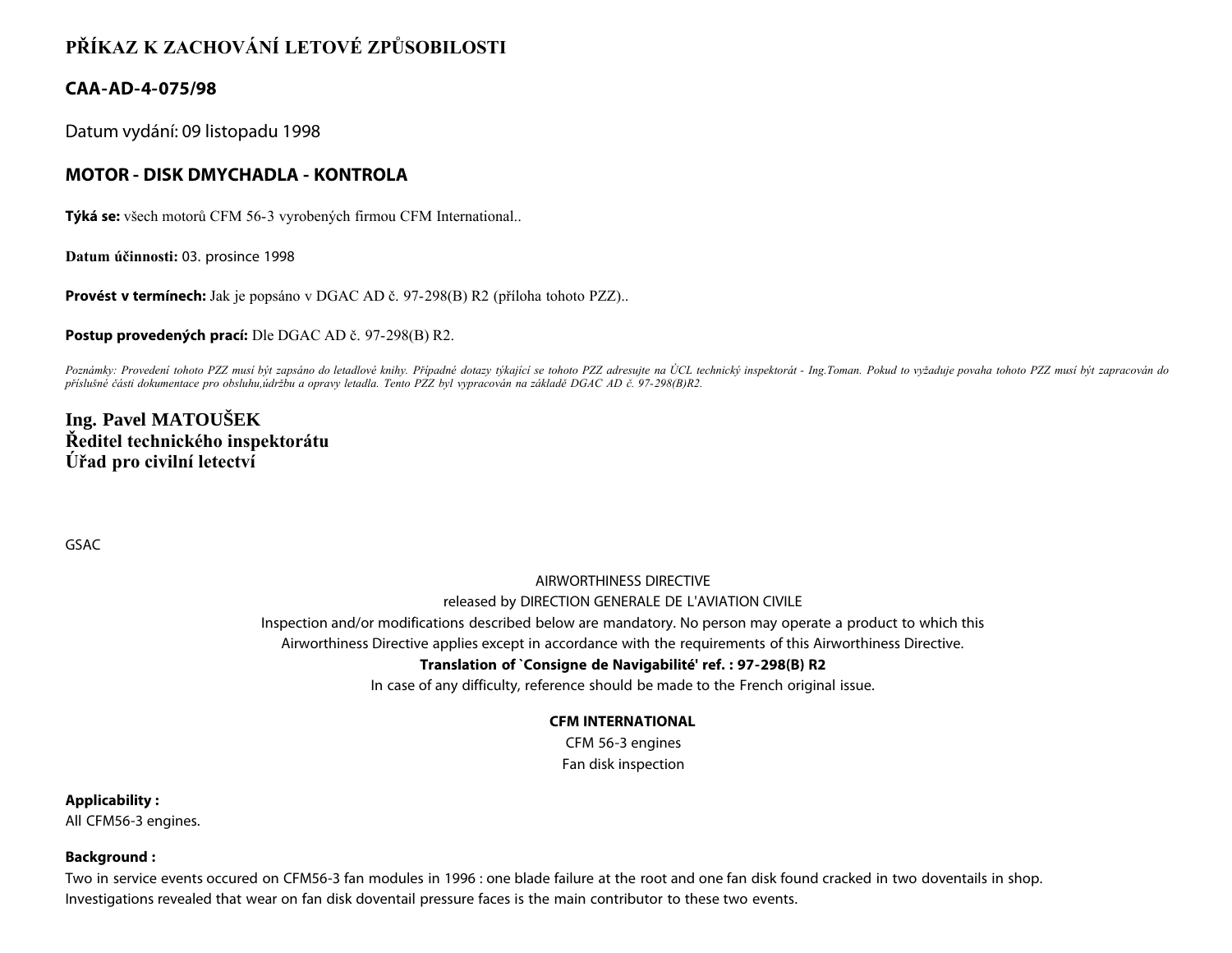# PŘÍKAZ K ZACHOVÁNÍ LETOVÉ ZPŮSOBILOSTI

## CAA-AD-4-075/98

Datum vydání: 09 listopadu 1998

## MOTOR - DISK DMYCHADLA - KONTROLA

**Týká se:** všech motorů CFM 56-3 vyrobených firmou CFM International..

**Datum účinnosti:** 03. prosince 1998

**Provést v termínech:** Jak je popsáno v DGAC AD č. 97-298(B) R2 (příloha tohoto PZZ)..

**Postup provedených prací:** Dle DGAC AD č. 97-298(B) R2.

*Poznámky: Provedení tohoto PZZ musí být zapsáno do letadlové knihy. Případné dotazy týkající se tohoto PZZ adresujte na ÚCL technický inspektorát - Ing.Toman. Pokud to vyžaduje povaha tohoto PZZ musí být zapracován do příslušné části dokumentace pro obsluhu,údržbu a opravy letadla. Tento PZZ byl vypracován na základě DGAC AD č. 97-298(B)R2.*

**Ing. Pavel MATOUŠEK**
**Ředitel technického inspektorátu**
**Úřad pro civilní letectví**

GSAC

AIRWORTHINESS DIRECTIVE

released by DIRECTION GENERALE DE L'AVIATION CIVILE

Inspection and/or modifications described below are mandatory. No person may operate a product to which this Airworthiness Directive applies except in accordance with the requirements of this Airworthiness Directive.

**Translation of `Consigne de Navigabilité' ref. : 97-298(B) R2**

In case of any difficulty, reference should be made to the French original issue.

**CFM INTERNATIONAL**

CFM 56-3 engines

Fan disk inspection

**Applicability :**

All CFM56-3 engines.

**Background :**

Two in service events occured on CFM56-3 fan modules in 1996 : one blade failure at the root and one fan disk found cracked in two dovetails in shop.

Investigations revealed that wear on fan disk dovetail pressure faces is the main contributor to these two events.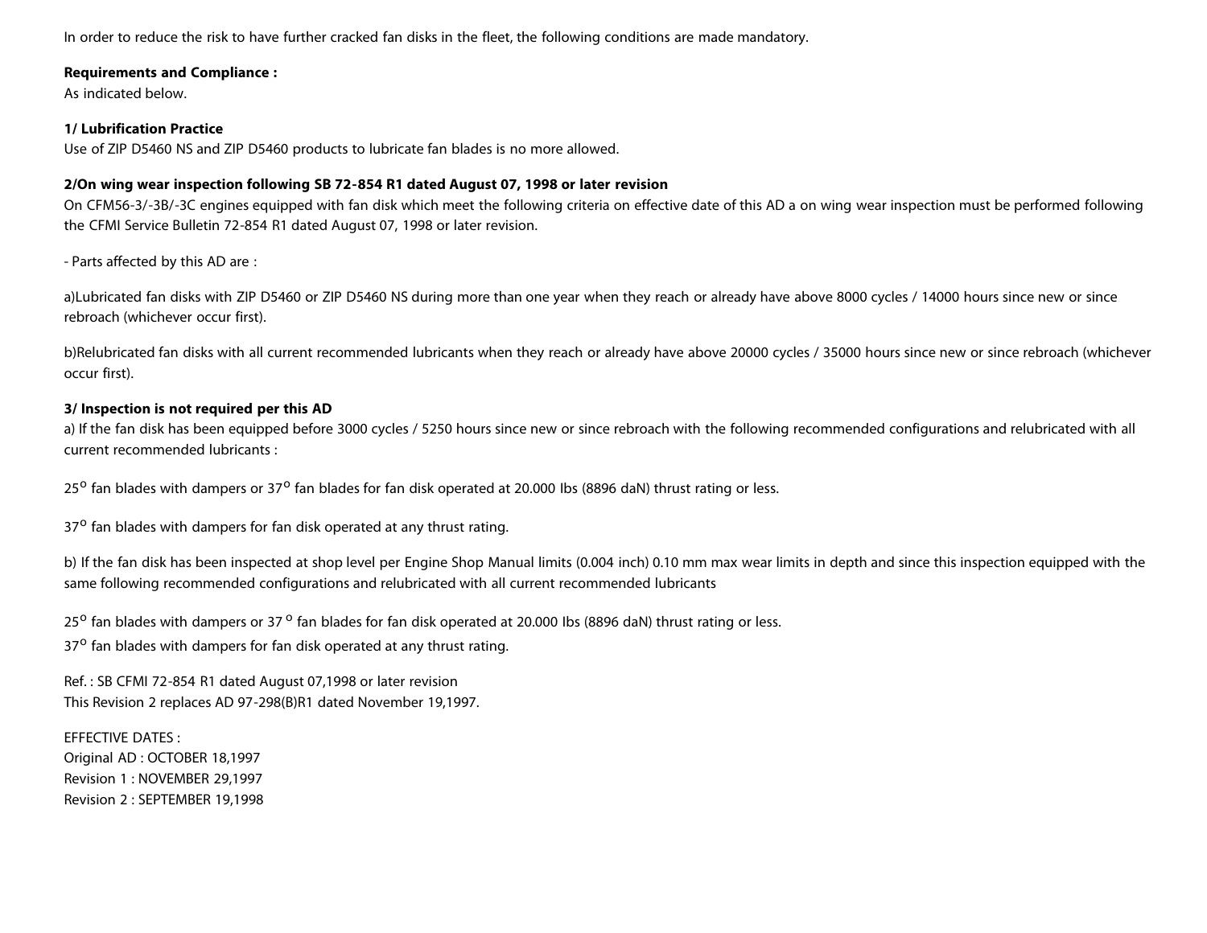In order to reduce the risk to have further cracked fan disks in the fleet, the following conditions are made mandatory.

**Requirements and Compliance :**

As indicated below.

**1/ Lubrification Practice**

Use of ZIP D5460 NS and ZIP D5460 products to lubricate fan blades is no more allowed.

**2/On wing wear inspection following SB 72-854 R1 dated August 07, 1998 or later revision**

On CFM56-3/-3B/-3C engines equipped with fan disk which meet the following criteria on effective date of this AD a on wing wear inspection must be performed following the CFMI Service Bulletin 72-854 R1 dated August 07, 1998 or later revision.

- Parts affected by this AD are :

a)Lubricated fan disks with ZIP D5460 or ZIP D5460 NS during more than one year when they reach or already have above 8000 cycles / 14000 hours since new or since rebroach (whichever occur first).

b)Relubricated fan disks with all current recommended lubricants when they reach or already have above 20000 cycles / 35000 hours since new or since rebroach (whichever occur first).

**3/ Inspection is not required per this AD**

a) If the fan disk has been equipped before 3000 cycles / 5250 hours since new or since rebroach with the following recommended configurations and relubricated with all current recommended lubricants :

25° fan blades with dampers or 37° fan blades for fan disk operated at 20.000 lbs (8896 daN) thrust rating or less.

37° fan blades with dampers for fan disk operated at any thrust rating.

b) If the fan disk has been inspected at shop level per Engine Shop Manual limits (0.004 inch) 0.10 mm max wear limits in depth and since this inspection equipped with the same following recommended configurations and relubricated with all current recommended lubricants

25° fan blades with dampers or 37 ° fan blades for fan disk operated at 20.000 lbs (8896 daN) thrust rating or less.

37° fan blades with dampers for fan disk operated at any thrust rating.

Ref. : SB CFMI 72-854 R1 dated August 07,1998 or later revision

This Revision 2 replaces AD 97-298(B)R1 dated November 19,1997.

EFFECTIVE DATES :

Original AD : OCTOBER 18,1997

Revision 1 : NOVEMBER 29,1997

Revision 2 : SEPTEMBER 19,1998